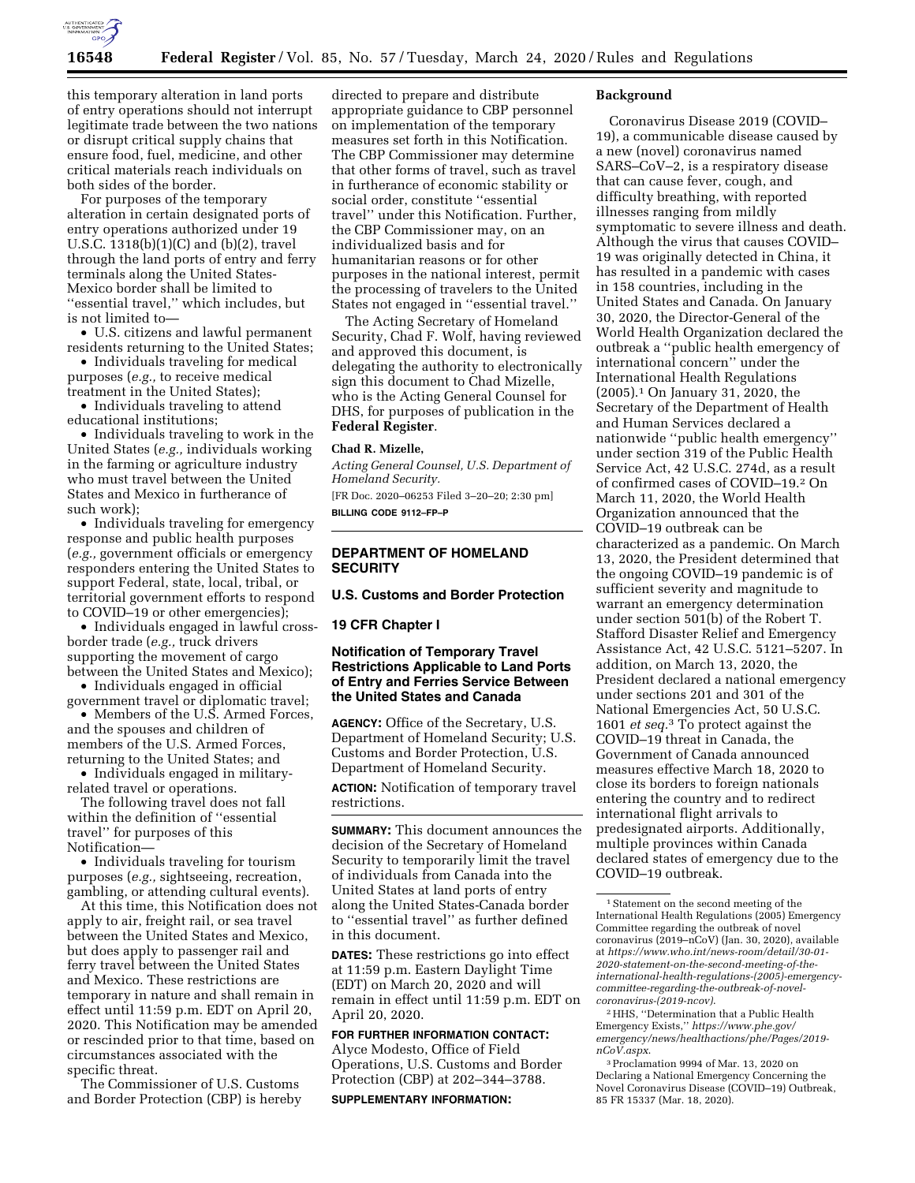this temporary alteration in land ports of entry operations should not interrupt legitimate trade between the two nations or disrupt critical supply chains that ensure food, fuel, medicine, and other critical materials reach individuals on both sides of the border.

For purposes of the temporary alteration in certain designated ports of entry operations authorized under 19 U.S.C. 1318(b)(1)(C) and (b)(2), travel through the land ports of entry and ferry terminals along the United States-Mexico border shall be limited to "essential travel," which includes, but is not limited to—

- U.S. citizens and lawful permanent residents returning to the United States;
- Individuals traveling for medical purposes (*e.g.,* to receive medical treatment in the United States);
- Individuals traveling to attend educational institutions;
- Individuals traveling to work in the United States (*e.g.,* individuals working in the farming or agriculture industry who must travel between the United States and Mexico in furtherance of such work);
- Individuals traveling for emergency response and public health purposes (*e.g.,* government officials or emergency responders entering the United States to support Federal, state, local, tribal, or territorial government efforts to respond to COVID–19 or other emergencies);
- Individuals engaged in lawful cross-border trade (*e.g.,* truck drivers supporting the movement of cargo between the United States and Mexico);
- Individuals engaged in official government travel or diplomatic travel;
- Members of the U.S. Armed Forces, and the spouses and children of members of the U.S. Armed Forces, returning to the United States; and
- Individuals engaged in military-related travel or operations.

The following travel does not fall within the definition of "essential travel" for purposes of this Notification—

- Individuals traveling for tourism purposes (*e.g.,* sightseeing, recreation, gambling, or attending cultural events).

At this time, this Notification does not apply to air, freight rail, or sea travel between the United States and Mexico, but does apply to passenger rail and ferry travel between the United States and Mexico. These restrictions are temporary in nature and shall remain in effect until 11:59 p.m. EDT on April 20, 2020. This Notification may be amended or rescinded prior to that time, based on circumstances associated with the specific threat.

The Commissioner of U.S. Customs and Border Protection (CBP) is hereby directed to prepare and distribute appropriate guidance to CBP personnel on implementation of the temporary measures set forth in this Notification. The CBP Commissioner may determine that other forms of travel, such as travel in furtherance of economic stability or social order, constitute "essential travel" under this Notification. Further, the CBP Commissioner may, on an individualized basis and for humanitarian reasons or for other purposes in the national interest, permit the processing of travelers to the United States not engaged in "essential travel."

The Acting Secretary of Homeland Security, Chad F. Wolf, having reviewed and approved this document, is delegating the authority to electronically sign this document to Chad Mizelle, who is the Acting General Counsel for DHS, for purposes of publication in the **Federal Register**.

**Chad R. Mizelle,**

*Acting General Counsel, U.S. Department of Homeland Security.*

[FR Doc. 2020–06253 Filed 3–20–20; 2:30 pm]

**BILLING CODE 9112–FP–P**

---

## DEPARTMENT OF HOMELAND SECURITY

### U.S. Customs and Border Protection

### 19 CFR Chapter I

### Notification of Temporary Travel Restrictions Applicable to Land Ports of Entry and Ferries Service Between the United States and Canada

**AGENCY:** Office of the Secretary, U.S. Department of Homeland Security; U.S. Customs and Border Protection, U.S. Department of Homeland Security.

**ACTION:** Notification of temporary travel restrictions.

**SUMMARY:** This document announces the decision of the Secretary of Homeland Security to temporarily limit the travel of individuals from Canada into the United States at land ports of entry along the United States-Canada border to "essential travel" as further defined in this document.

**DATES:** These restrictions go into effect at 11:59 p.m. Eastern Daylight Time (EDT) on March 20, 2020 and will remain in effect until 11:59 p.m. EDT on April 20, 2020.

**FOR FURTHER INFORMATION CONTACT:** Alyce Modesto, Office of Field Operations, U.S. Customs and Border Protection (CBP) at 202–344–3788.

**SUPPLEMENTARY INFORMATION:**

**Background**

Coronavirus Disease 2019 (COVID–19), a communicable disease caused by a new (novel) coronavirus named SARS–CoV–2, is a respiratory disease that can cause fever, cough, and difficulty breathing, with reported illnesses ranging from mildly symptomatic to severe illness and death. Although the virus that causes COVID–19 was originally detected in China, it has resulted in a pandemic with cases in 158 countries, including in the United States and Canada. On January 30, 2020, the Director-General of the World Health Organization declared the outbreak a "public health emergency of international concern" under the International Health Regulations (2005).[1] On January 31, 2020, the Secretary of the Department of Health and Human Services declared a nationwide "public health emergency" under section 319 of the Public Health Service Act, 42 U.S.C. 274d, as a result of confirmed cases of COVID–19.[2] On March 11, 2020, the World Health Organization announced that the COVID–19 outbreak can be characterized as a pandemic. On March 13, 2020, the President determined that the ongoing COVID–19 pandemic is of sufficient severity and magnitude to warrant an emergency determination under section 501(b) of the Robert T. Stafford Disaster Relief and Emergency Assistance Act, 42 U.S.C. 5121–5207. In addition, on March 13, 2020, the President declared a national emergency under sections 201 and 301 of the National Emergencies Act, 50 U.S.C. 1601 *et seq.*[3] To protect against the COVID–19 threat in Canada, the Government of Canada announced measures effective March 18, 2020 to close its borders to foreign nationals entering the country and to redirect international flight arrivals to predesignated airports. Additionally, multiple provinces within Canada declared states of emergency due to the COVID–19 outbreak.

---

[1] Statement on the second meeting of the International Health Regulations (2005) Emergency Committee regarding the outbreak of novel coronavirus (2019–nCoV) (Jan. 30, 2020), available at *https://www.who.int/news-room/detail/30-01-2020-statement-on-the-second-meeting-of-the-international-health-regulations-(2005)-emergency-committee-regarding-the-outbreak-of-novel-coronavirus-(2019-ncov).*

[2] HHS, "Determination that a Public Health Emergency Exists," *https://www.phe.gov/emergency/news/healthactions/phe/Pages/2019-nCoV.aspx.*

[3] Proclamation 9994 of Mar. 13, 2020 on Declaring a National Emergency Concerning the Novel Coronavirus Disease (COVID–19) Outbreak, 85 FR 15337 (Mar. 18, 2020).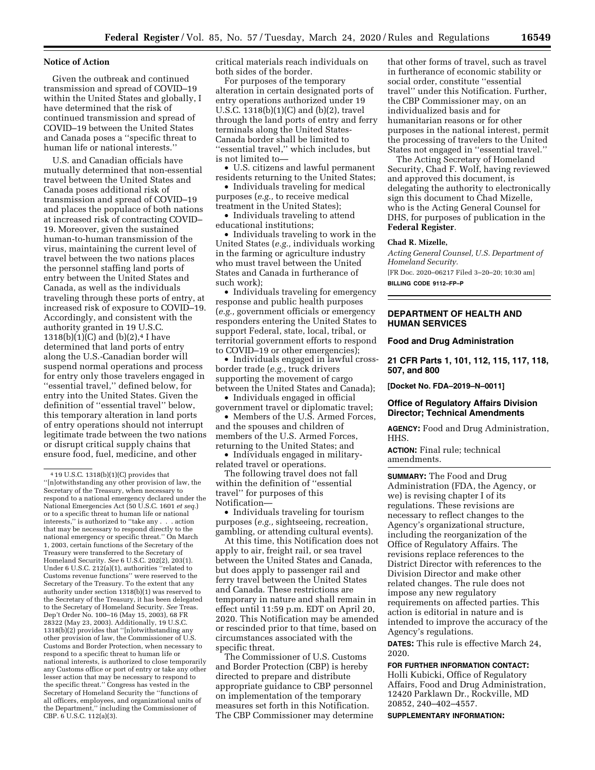**Notice of Action**

Given the outbreak and continued transmission and spread of COVID–19 within the United States and globally, I have determined that the risk of continued transmission and spread of COVID–19 between the United States and Canada poses a ''specific threat to human life or national interests.''

U.S. and Canadian officials have mutually determined that non-essential travel between the United States and Canada poses additional risk of transmission and spread of COVID–19 and places the populace of both nations at increased risk of contracting COVID–19. Moreover, given the sustained human-to-human transmission of the virus, maintaining the current level of travel between the two nations places the personnel staffing land ports of entry between the United States and Canada, as well as the individuals traveling through these ports of entry, at increased risk of exposure to COVID–19. Accordingly, and consistent with the authority granted in 19 U.S.C. 1318(b)(1)(C) and (b)(2),[4] I have determined that land ports of entry along the U.S.-Canadian border will suspend normal operations and process for entry only those travelers engaged in ''essential travel,'' defined below, for entry into the United States. Given the definition of ''essential travel'' below, this temporary alteration in land ports of entry operations should not interrupt legitimate trade between the two nations or disrupt critical supply chains that ensure food, fuel, medicine, and other critical materials reach individuals on both sides of the border.

For purposes of the temporary alteration in certain designated ports of entry operations authorized under 19 U.S.C. 1318(b)(1)(C) and (b)(2), travel through the land ports of entry and ferry terminals along the United States-Canada border shall be limited to ''essential travel,'' which includes, but is not limited to—

- U.S. citizens and lawful permanent residents returning to the United States;
- Individuals traveling for medical purposes (*e.g.,* to receive medical treatment in the United States);
- Individuals traveling to attend educational institutions;
- Individuals traveling to work in the United States (*e.g.,* individuals working in the farming or agriculture industry who must travel between the United States and Canada in furtherance of such work);
- Individuals traveling for emergency response and public health purposes (*e.g.,* government officials or emergency responders entering the United States to support Federal, state, local, tribal, or territorial government efforts to respond to COVID–19 or other emergencies);
- Individuals engaged in lawful cross-border trade (*e.g.,* truck drivers supporting the movement of cargo between the United States and Canada);
- Individuals engaged in official government travel or diplomatic travel;
- Members of the U.S. Armed Forces, and the spouses and children of members of the U.S. Armed Forces, returning to the United States; and
- Individuals engaged in military-related travel or operations.

The following travel does not fall within the definition of ''essential travel'' for purposes of this Notification—

- Individuals traveling for tourism purposes (*e.g.,* sightseeing, recreation, gambling, or attending cultural events).

At this time, this Notification does not apply to air, freight rail, or sea travel between the United States and Canada, but does apply to passenger rail and ferry travel between the United States and Canada. These restrictions are temporary in nature and shall remain in effect until 11:59 p.m. EDT on April 20, 2020. This Notification may be amended or rescinded prior to that time, based on circumstances associated with the specific threat.

The Commissioner of U.S. Customs and Border Protection (CBP) is hereby directed to prepare and distribute appropriate guidance to CBP personnel on implementation of the temporary measures set forth in this Notification. The CBP Commissioner may determine that other forms of travel, such as travel in furtherance of economic stability or social order, constitute ''essential travel'' under this Notification. Further, the CBP Commissioner may, on an individualized basis and for humanitarian reasons or for other purposes in the national interest, permit the processing of travelers to the United States not engaged in ''essential travel.''

The Acting Secretary of Homeland Security, Chad F. Wolf, having reviewed and approved this document, is delegating the authority to electronically sign this document to Chad Mizelle, who is the Acting General Counsel for DHS, for purposes of publication in the **Federal Register**.

**Chad R. Mizelle,**

*Acting General Counsel, U.S. Department of Homeland Security.*

[FR Doc. 2020–06217 Filed 3–20–20; 10:30 am]

**BILLING CODE 9112–FP–P**

---

[4] 19 U.S.C. 1318(b)(1)(C) provides that ''[n]otwithstanding any other provision of law, the Secretary of the Treasury, when necessary to respond to a national emergency declared under the National Emergencies Act (50 U.S.C. 1601 *et seq.*) or to a specific threat to human life or national interests,'' is authorized to ''take any . . . action that may be necessary to respond directly to the national emergency or specific threat.'' On March 1, 2003, certain functions of the Secretary of the Treasury were transferred to the Secretary of Homeland Security. *See* 6 U.S.C. 202(2), 203(1). Under 6 U.S.C. 212(a)(1), authorities ''related to Customs revenue functions'' were reserved to the Secretary of the Treasury. To the extent that any authority under section 1318(b)(1) was reserved to the Secretary of the Treasury, it has been delegated to the Secretary of Homeland Security. *See* Treas. Dep't Order No. 100–16 (May 15, 2003), 68 FR 28322 (May 23, 2003). Additionally, 19 U.S.C. 1318(b)(2) provides that ''[n]otwithstanding any other provision of law, the Commissioner of U.S. Customs and Border Protection, when necessary to respond to a specific threat to human life or national interests, is authorized to close temporarily any Customs office or port of entry or take any other lesser action that may be necessary to respond to the specific threat.'' Congress has vested in the Secretary of Homeland Security the ''functions of all officers, employees, and organizational units of the Department,'' including the Commissioner of CBP. 6 U.S.C. 112(a)(3).

---

## DEPARTMENT OF HEALTH AND HUMAN SERVICES

### Food and Drug Administration

### 21 CFR Parts 1, 101, 112, 115, 117, 118, 507, and 800

**[Docket No. FDA–2019–N–0011]**

### Office of Regulatory Affairs Division Director; Technical Amendments

**AGENCY:** Food and Drug Administration, HHS.

**ACTION:** Final rule; technical amendments.

**SUMMARY:** The Food and Drug Administration (FDA, the Agency, or we) is revising chapter I of its regulations. These revisions are necessary to reflect changes to the Agency's organizational structure, including the reorganization of the Office of Regulatory Affairs. The revisions replace references to the District Director with references to the Division Director and make other related changes. The rule does not impose any new regulatory requirements on affected parties. This action is editorial in nature and is intended to improve the accuracy of the Agency's regulations.

**DATES:** This rule is effective March 24, 2020.

**FOR FURTHER INFORMATION CONTACT:** Holli Kubicki, Office of Regulatory Affairs, Food and Drug Administration, 12420 Parklawn Dr., Rockville, MD 20852, 240–402–4557.

**SUPPLEMENTARY INFORMATION:**